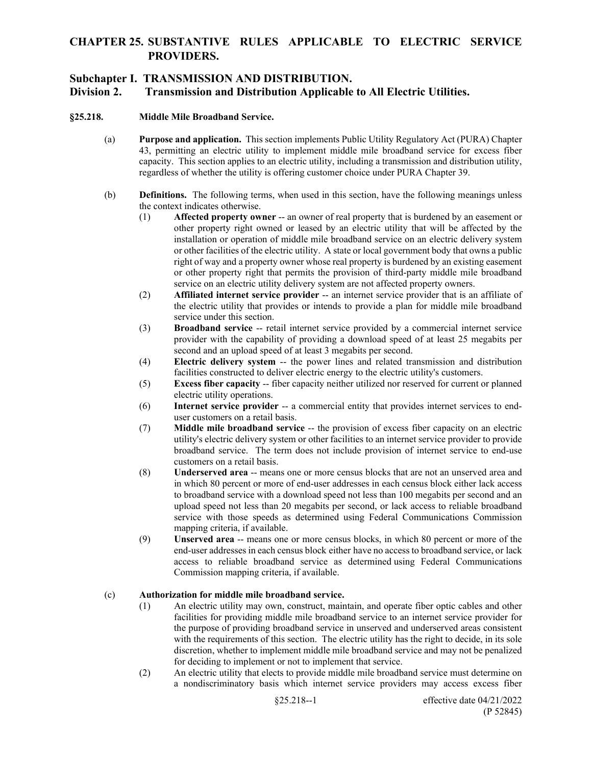# CHAPTER 25. SUBSTANTIVE RULES APPLICABLE TO ELECTRIC SERVICE PROVIDERS.

## Subchapter I. TRANSMISSION AND DISTRIBUTION.

## Division 2. Transmission and Distribution Applicable to All Electric Utilities.

### §25.218. Middle Mile Broadband Service.

(a) **Purpose and application.** This section implements Public Utility Regulatory Act (PURA) Chapter 43, permitting an electric utility to implement middle mile broadband service for excess fiber capacity. This section applies to an electric utility, including a transmission and distribution utility, regardless of whether the utility is offering customer choice under PURA Chapter 39.

(b) **Definitions.** The following terms, when used in this section, have the following meanings unless the context indicates otherwise.

(1) **Affected property owner** -- an owner of real property that is burdened by an easement or other property right owned or leased by an electric utility that will be affected by the installation or operation of middle mile broadband service on an electric delivery system or other facilities of the electric utility. A state or local government body that owns a public right of way and a property owner whose real property is burdened by an existing easement or other property right that permits the provision of third-party middle mile broadband service on an electric utility delivery system are not affected property owners.

(2) **Affiliated internet service provider** -- an internet service provider that is an affiliate of the electric utility that provides or intends to provide a plan for middle mile broadband service under this section.

(3) **Broadband service** -- retail internet service provided by a commercial internet service provider with the capability of providing a download speed of at least 25 megabits per second and an upload speed of at least 3 megabits per second.

(4) **Electric delivery system** -- the power lines and related transmission and distribution facilities constructed to deliver electric energy to the electric utility's customers.

(5) **Excess fiber capacity** -- fiber capacity neither utilized nor reserved for current or planned electric utility operations.

(6) **Internet service provider** -- a commercial entity that provides internet services to end-user customers on a retail basis.

(7) **Middle mile broadband service** -- the provision of excess fiber capacity on an electric utility's electric delivery system or other facilities to an internet service provider to provide broadband service. The term does not include provision of internet service to end-use customers on a retail basis.

(8) **Underserved area** -- means one or more census blocks that are not an unserved area and in which 80 percent or more of end-user addresses in each census block either lack access to broadband service with a download speed not less than 100 megabits per second and an upload speed not less than 20 megabits per second, or lack access to reliable broadband service with those speeds as determined using Federal Communications Commission mapping criteria, if available.

(9) **Unserved area** -- means one or more census blocks, in which 80 percent or more of the end-user addresses in each census block either have no access to broadband service, or lack access to reliable broadband service as determined using Federal Communications Commission mapping criteria, if available.

(c) **Authorization for middle mile broadband service.**

(1) An electric utility may own, construct, maintain, and operate fiber optic cables and other facilities for providing middle mile broadband service to an internet service provider for the purpose of providing broadband service in unserved and underserved areas consistent with the requirements of this section. The electric utility has the right to decide, in its sole discretion, whether to implement middle mile broadband service and may not be penalized for deciding to implement or not to implement that service.

(2) An electric utility that elects to provide middle mile broadband service must determine on a nondiscriminatory basis which internet service providers may access excess fiber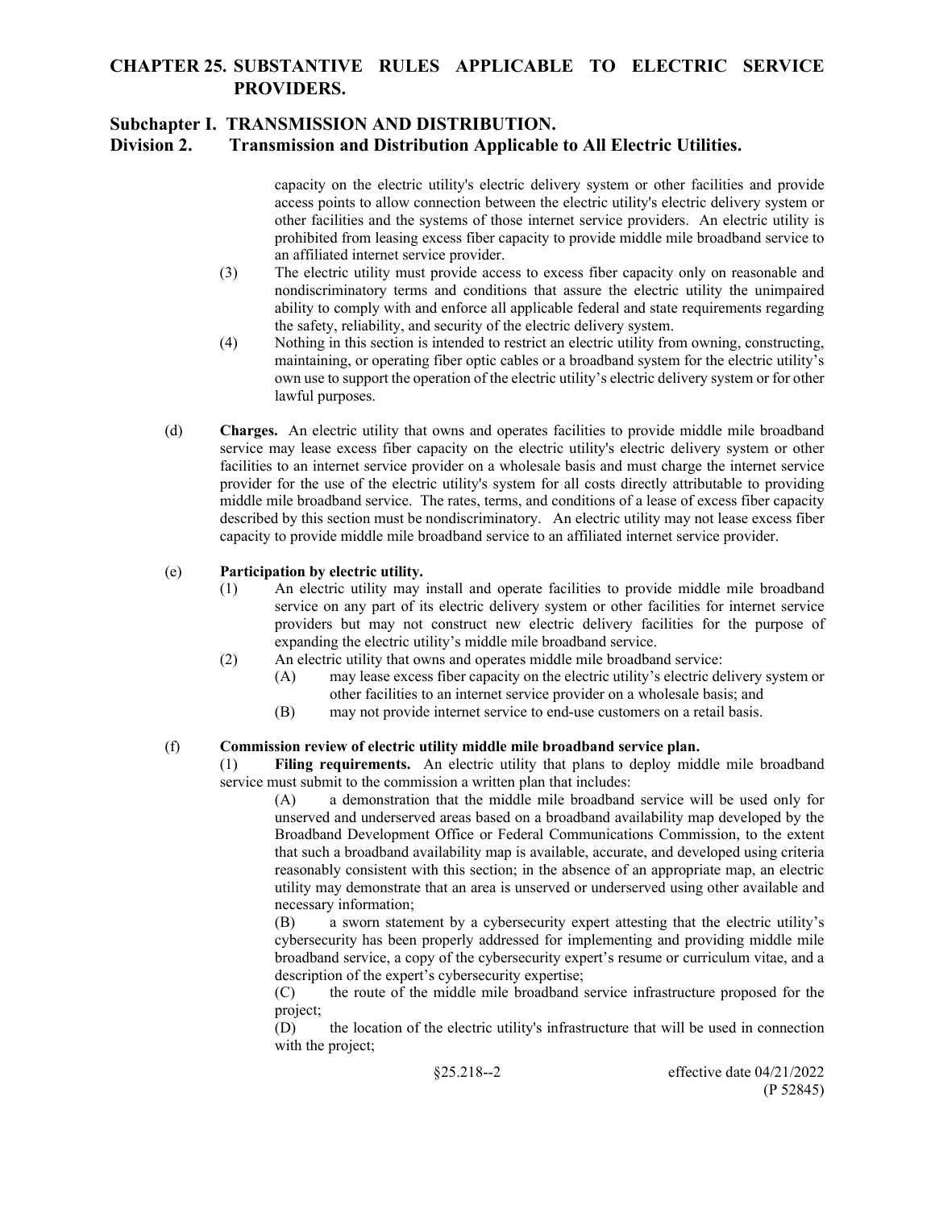capacity on the electric utility's electric delivery system or other facilities and provide access points to allow connection between the electric utility's electric delivery system or other facilities and the systems of those internet service providers. An electric utility is prohibited from leasing excess fiber capacity to provide middle mile broadband service to an affiliated internet service provider.

(3) The electric utility must provide access to excess fiber capacity only on reasonable and nondiscriminatory terms and conditions that assure the electric utility the unimpaired ability to comply with and enforce all applicable federal and state requirements regarding the safety, reliability, and security of the electric delivery system.

(4) Nothing in this section is intended to restrict an electric utility from owning, constructing, maintaining, or operating fiber optic cables or a broadband system for the electric utility's own use to support the operation of the electric utility's electric delivery system or for other lawful purposes.

(d) **Charges.** An electric utility that owns and operates facilities to provide middle mile broadband service may lease excess fiber capacity on the electric utility's electric delivery system or other facilities to an internet service provider on a wholesale basis and must charge the internet service provider for the use of the electric utility's system for all costs directly attributable to providing middle mile broadband service. The rates, terms, and conditions of a lease of excess fiber capacity described by this section must be nondiscriminatory. An electric utility may not lease excess fiber capacity to provide middle mile broadband service to an affiliated internet service provider.

(e) **Participation by electric utility.**

(1) An electric utility may install and operate facilities to provide middle mile broadband service on any part of its electric delivery system or other facilities for internet service providers but may not construct new electric delivery facilities for the purpose of expanding the electric utility's middle mile broadband service.

(2) An electric utility that owns and operates middle mile broadband service:

(A) may lease excess fiber capacity on the electric utility's electric delivery system or other facilities to an internet service provider on a wholesale basis; and

(B) may not provide internet service to end-use customers on a retail basis.

(f) **Commission review of electric utility middle mile broadband service plan.**

(1) **Filing requirements.** An electric utility that plans to deploy middle mile broadband service must submit to the commission a written plan that includes:

(A) a demonstration that the middle mile broadband service will be used only for unserved and underserved areas based on a broadband availability map developed by the Broadband Development Office or Federal Communications Commission, to the extent that such a broadband availability map is available, accurate, and developed using criteria reasonably consistent with this section; in the absence of an appropriate map, an electric utility may demonstrate that an area is unserved or underserved using other available and necessary information;

(B) a sworn statement by a cybersecurity expert attesting that the electric utility's cybersecurity has been properly addressed for implementing and providing middle mile broadband service, a copy of the cybersecurity expert's resume or curriculum vitae, and a description of the expert's cybersecurity expertise;

(C) the route of the middle mile broadband service infrastructure proposed for the project;

(D) the location of the electric utility's infrastructure that will be used in connection with the project;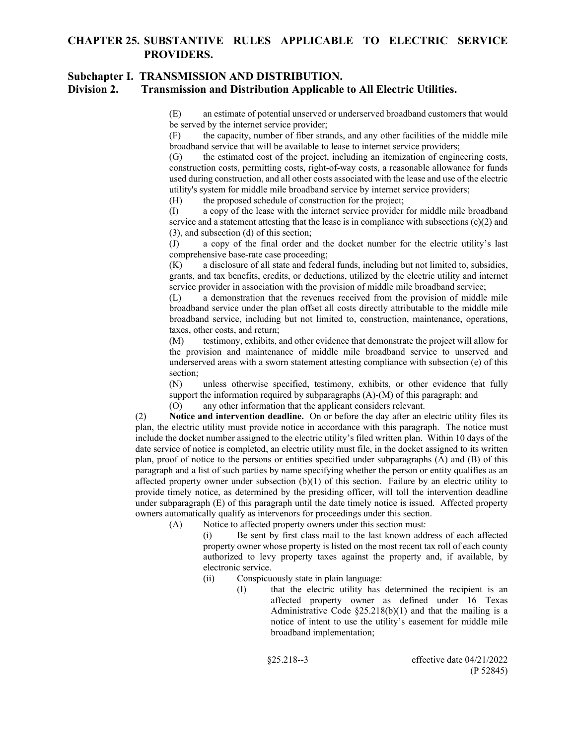(E) an estimate of potential unserved or underserved broadband customers that would be served by the internet service provider;

(F) the capacity, number of fiber strands, and any other facilities of the middle mile broadband service that will be available to lease to internet service providers;

(G) the estimated cost of the project, including an itemization of engineering costs, construction costs, permitting costs, right-of-way costs, a reasonable allowance for funds used during construction, and all other costs associated with the lease and use of the electric utility's system for middle mile broadband service by internet service providers;

(H) the proposed schedule of construction for the project;

(I) a copy of the lease with the internet service provider for middle mile broadband service and a statement attesting that the lease is in compliance with subsections (c)(2) and (3), and subsection (d) of this section;

(J) a copy of the final order and the docket number for the electric utility's last comprehensive base-rate case proceeding;

(K) a disclosure of all state and federal funds, including but not limited to, subsidies, grants, and tax benefits, credits, or deductions, utilized by the electric utility and internet service provider in association with the provision of middle mile broadband service;

(L) a demonstration that the revenues received from the provision of middle mile broadband service under the plan offset all costs directly attributable to the middle mile broadband service, including but not limited to, construction, maintenance, operations, taxes, other costs, and return;

(M) testimony, exhibits, and other evidence that demonstrate the project will allow for the provision and maintenance of middle mile broadband service to unserved and underserved areas with a sworn statement attesting compliance with subsection (e) of this section;

(N) unless otherwise specified, testimony, exhibits, or other evidence that fully support the information required by subparagraphs (A)-(M) of this paragraph; and

(O) any other information that the applicant considers relevant.

(2) **Notice and intervention deadline.** On or before the day after an electric utility files its plan, the electric utility must provide notice in accordance with this paragraph. The notice must include the docket number assigned to the electric utility's filed written plan. Within 10 days of the date service of notice is completed, an electric utility must file, in the docket assigned to its written plan, proof of notice to the persons or entities specified under subparagraphs (A) and (B) of this paragraph and a list of such parties by name specifying whether the person or entity qualifies as an affected property owner under subsection (b)(1) of this section. Failure by an electric utility to provide timely notice, as determined by the presiding officer, will toll the intervention deadline under subparagraph (E) of this paragraph until the date timely notice is issued. Affected property owners automatically qualify as intervenors for proceedings under this section.

(A) Notice to affected property owners under this section must:

(i) Be sent by first class mail to the last known address of each affected property owner whose property is listed on the most recent tax roll of each county authorized to levy property taxes against the property and, if available, by electronic service.

(ii) Conspicuously state in plain language:

(I) that the electric utility has determined the recipient is an affected property owner as defined under 16 Texas Administrative Code §25.218(b)(1) and that the mailing is a notice of intent to use the utility's easement for middle mile broadband implementation;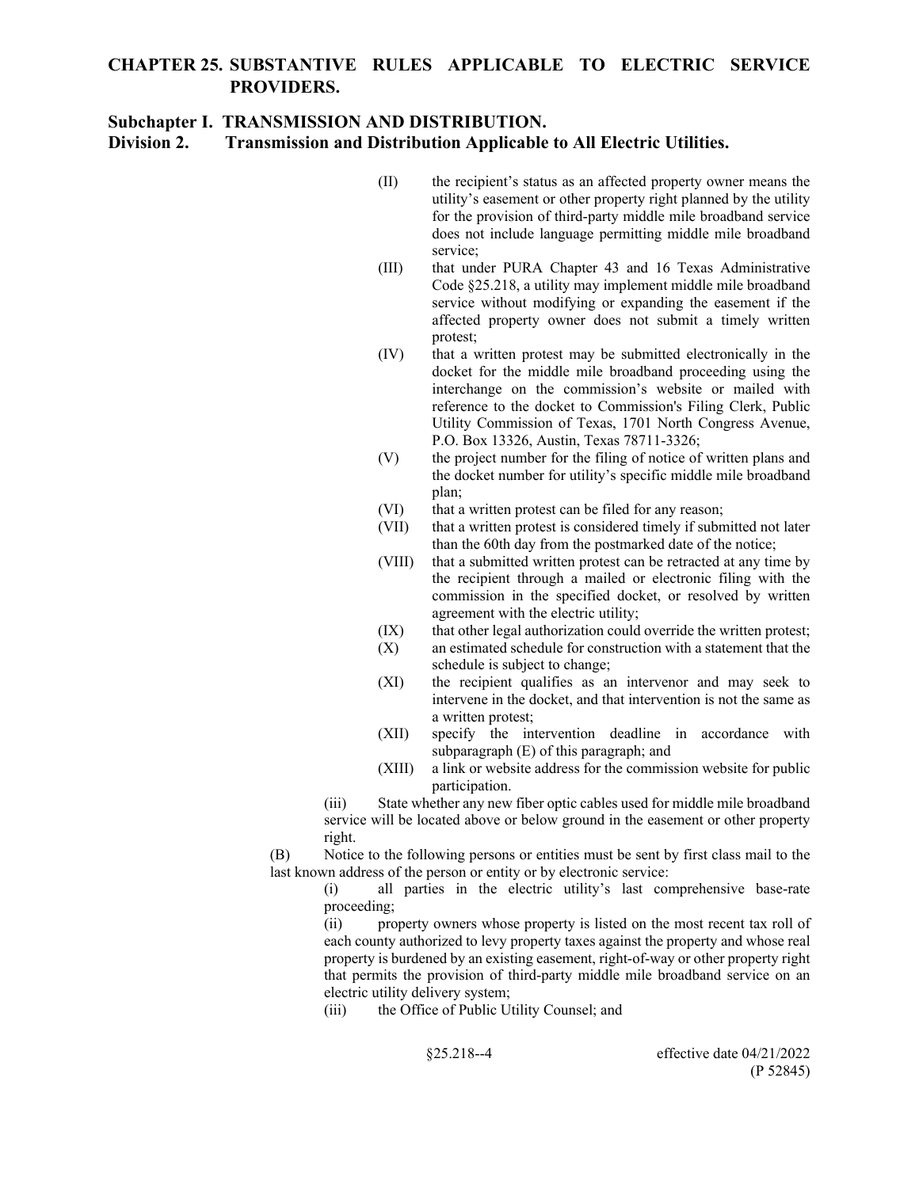# CHAPTER 25. SUBSTANTIVE RULES APPLICABLE TO ELECTRIC SERVICE PROVIDERS.

## Subchapter I. TRANSMISSION AND DISTRIBUTION.

## Division 2. Transmission and Distribution Applicable to All Electric Utilities.

(II) the recipient's status as an affected property owner means the utility's easement or other property right planned by the utility for the provision of third-party middle mile broadband service does not include language permitting middle mile broadband service;

(III) that under PURA Chapter 43 and 16 Texas Administrative Code §25.218, a utility may implement middle mile broadband service without modifying or expanding the easement if the affected property owner does not submit a timely written protest;

(IV) that a written protest may be submitted electronically in the docket for the middle mile broadband proceeding using the interchange on the commission's website or mailed with reference to the docket to Commission's Filing Clerk, Public Utility Commission of Texas, 1701 North Congress Avenue, P.O. Box 13326, Austin, Texas 78711-3326;

(V) the project number for the filing of notice of written plans and the docket number for utility's specific middle mile broadband plan;

(VI) that a written protest can be filed for any reason;

(VII) that a written protest is considered timely if submitted not later than the 60th day from the postmarked date of the notice;

(VIII) that a submitted written protest can be retracted at any time by the recipient through a mailed or electronic filing with the commission in the specified docket, or resolved by written agreement with the electric utility;

(IX) that other legal authorization could override the written protest;

(X) an estimated schedule for construction with a statement that the schedule is subject to change;

(XI) the recipient qualifies as an intervenor and may seek to intervene in the docket, and that intervention is not the same as a written protest;

(XII) specify the intervention deadline in accordance with subparagraph (E) of this paragraph; and

(XIII) a link or website address for the commission website for public participation.

(iii) State whether any new fiber optic cables used for middle mile broadband service will be located above or below ground in the easement or other property right.

(B) Notice to the following persons or entities must be sent by first class mail to the last known address of the person or entity or by electronic service:

(i) all parties in the electric utility's last comprehensive base-rate proceeding;

(ii) property owners whose property is listed on the most recent tax roll of each county authorized to levy property taxes against the property and whose real property is burdened by an existing easement, right-of-way or other property right that permits the provision of third-party middle mile broadband service on an electric utility delivery system;

(iii) the Office of Public Utility Counsel; and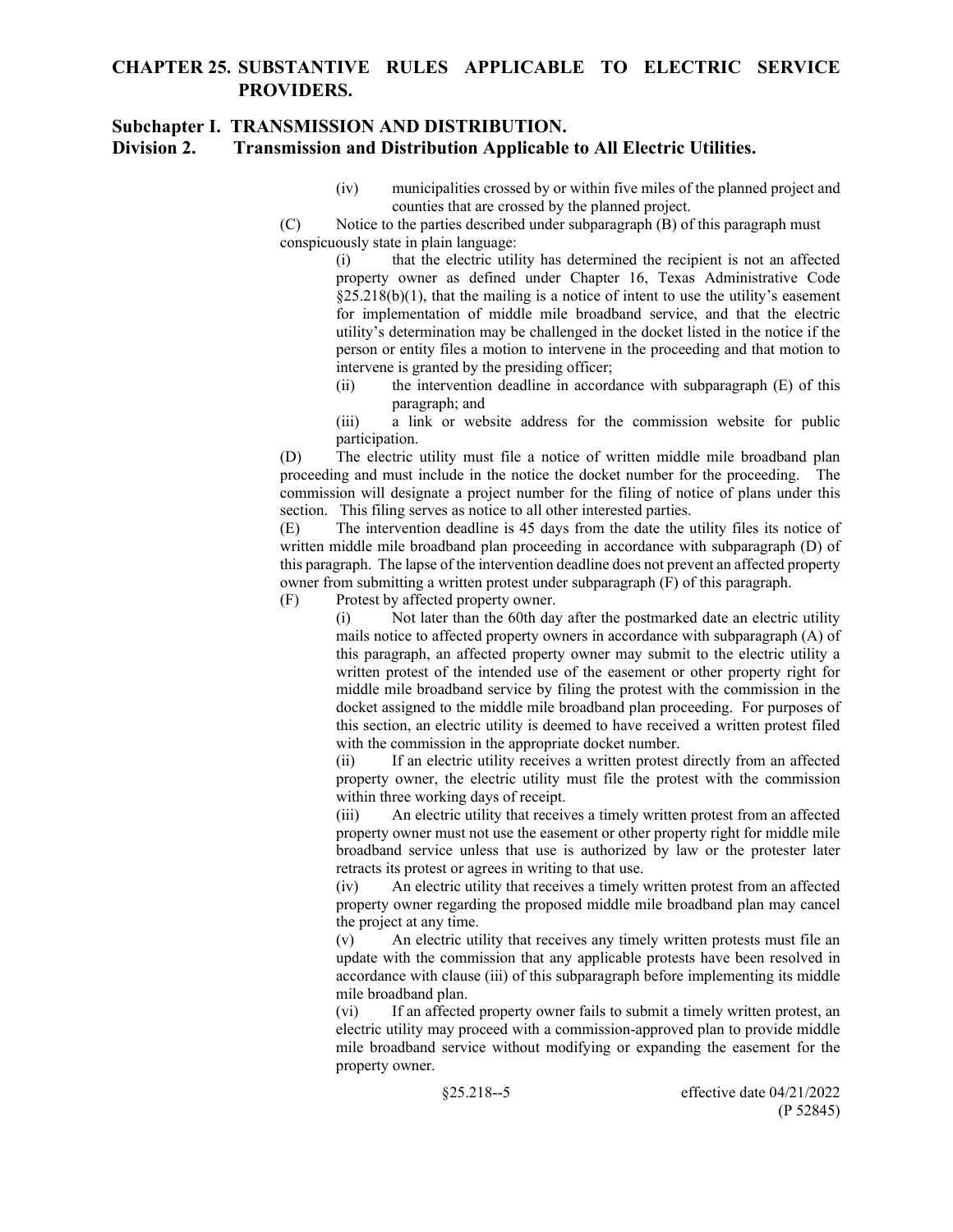(iv) municipalities crossed by or within five miles of the planned project and counties that are crossed by the planned project.

(C) Notice to the parties described under subparagraph (B) of this paragraph must conspicuously state in plain language:

(i) that the electric utility has determined the recipient is not an affected property owner as defined under Chapter 16, Texas Administrative Code §25.218(b)(1), that the mailing is a notice of intent to use the utility's easement for implementation of middle mile broadband service, and that the electric utility's determination may be challenged in the docket listed in the notice if the person or entity files a motion to intervene in the proceeding and that motion to intervene is granted by the presiding officer;

(ii) the intervention deadline in accordance with subparagraph (E) of this paragraph; and

(iii) a link or website address for the commission website for public participation.

(D) The electric utility must file a notice of written middle mile broadband plan proceeding and must include in the notice the docket number for the proceeding. The commission will designate a project number for the filing of notice of plans under this section. This filing serves as notice to all other interested parties.

(E) The intervention deadline is 45 days from the date the utility files its notice of written middle mile broadband plan proceeding in accordance with subparagraph (D) of this paragraph. The lapse of the intervention deadline does not prevent an affected property owner from submitting a written protest under subparagraph (F) of this paragraph.

(F) Protest by affected property owner.

(i) Not later than the 60th day after the postmarked date an electric utility mails notice to affected property owners in accordance with subparagraph (A) of this paragraph, an affected property owner may submit to the electric utility a written protest of the intended use of the easement or other property right for middle mile broadband service by filing the protest with the commission in the docket assigned to the middle mile broadband plan proceeding. For purposes of this section, an electric utility is deemed to have received a written protest filed with the commission in the appropriate docket number.

(ii) If an electric utility receives a written protest directly from an affected property owner, the electric utility must file the protest with the commission within three working days of receipt.

(iii) An electric utility that receives a timely written protest from an affected property owner must not use the easement or other property right for middle mile broadband service unless that use is authorized by law or the protester later retracts its protest or agrees in writing to that use.

(iv) An electric utility that receives a timely written protest from an affected property owner regarding the proposed middle mile broadband plan may cancel the project at any time.

(v) An electric utility that receives any timely written protests must file an update with the commission that any applicable protests have been resolved in accordance with clause (iii) of this subparagraph before implementing its middle mile broadband plan.

(vi) If an affected property owner fails to submit a timely written protest, an electric utility may proceed with a commission-approved plan to provide middle mile broadband service without modifying or expanding the easement for the property owner.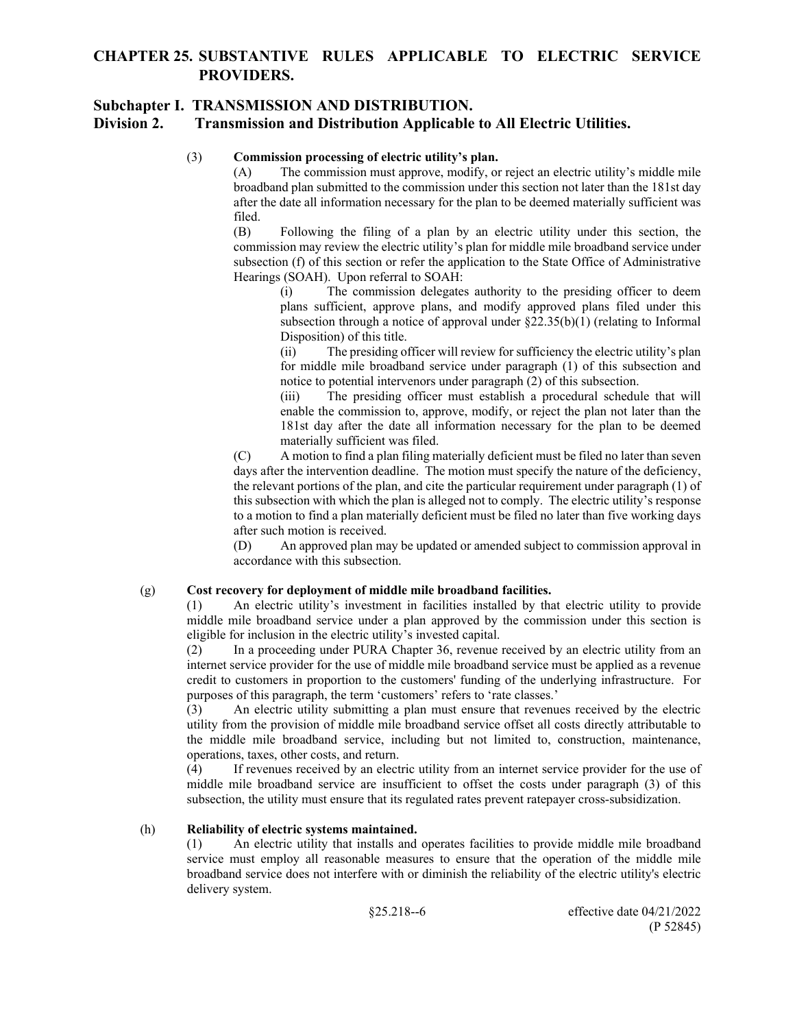# CHAPTER 25. SUBSTANTIVE RULES APPLICABLE TO ELECTRIC SERVICE PROVIDERS.

## Subchapter I. TRANSMISSION AND DISTRIBUTION.
## Division 2. Transmission and Distribution Applicable to All Electric Utilities.

(3) **Commission processing of electric utility's plan.**

(A) The commission must approve, modify, or reject an electric utility's middle mile broadband plan submitted to the commission under this section not later than the 181st day after the date all information necessary for the plan to be deemed materially sufficient was filed.

(B) Following the filing of a plan by an electric utility under this section, the commission may review the electric utility's plan for middle mile broadband service under subsection (f) of this section or refer the application to the State Office of Administrative Hearings (SOAH). Upon referral to SOAH:

(i) The commission delegates authority to the presiding officer to deem plans sufficient, approve plans, and modify approved plans filed under this subsection through a notice of approval under §22.35(b)(1) (relating to Informal Disposition) of this title.

(ii) The presiding officer will review for sufficiency the electric utility's plan for middle mile broadband service under paragraph (1) of this subsection and notice to potential intervenors under paragraph (2) of this subsection.

(iii) The presiding officer must establish a procedural schedule that will enable the commission to, approve, modify, or reject the plan not later than the 181st day after the date all information necessary for the plan to be deemed materially sufficient was filed.

(C) A motion to find a plan filing materially deficient must be filed no later than seven days after the intervention deadline. The motion must specify the nature of the deficiency, the relevant portions of the plan, and cite the particular requirement under paragraph (1) of this subsection with which the plan is alleged not to comply. The electric utility's response to a motion to find a plan materially deficient must be filed no later than five working days after such motion is received.

(D) An approved plan may be updated or amended subject to commission approval in accordance with this subsection.

(g) **Cost recovery for deployment of middle mile broadband facilities.**

(1) An electric utility's investment in facilities installed by that electric utility to provide middle mile broadband service under a plan approved by the commission under this section is eligible for inclusion in the electric utility's invested capital.

(2) In a proceeding under PURA Chapter 36, revenue received by an electric utility from an internet service provider for the use of middle mile broadband service must be applied as a revenue credit to customers in proportion to the customers' funding of the underlying infrastructure. For purposes of this paragraph, the term 'customers' refers to 'rate classes.'

(3) An electric utility submitting a plan must ensure that revenues received by the electric utility from the provision of middle mile broadband service offset all costs directly attributable to the middle mile broadband service, including but not limited to, construction, maintenance, operations, taxes, other costs, and return.

(4) If revenues received by an electric utility from an internet service provider for the use of middle mile broadband service are insufficient to offset the costs under paragraph (3) of this subsection, the utility must ensure that its regulated rates prevent ratepayer cross-subsidization.

(h) **Reliability of electric systems maintained.**

(1) An electric utility that installs and operates facilities to provide middle mile broadband service must employ all reasonable measures to ensure that the operation of the middle mile broadband service does not interfere with or diminish the reliability of the electric utility's electric delivery system.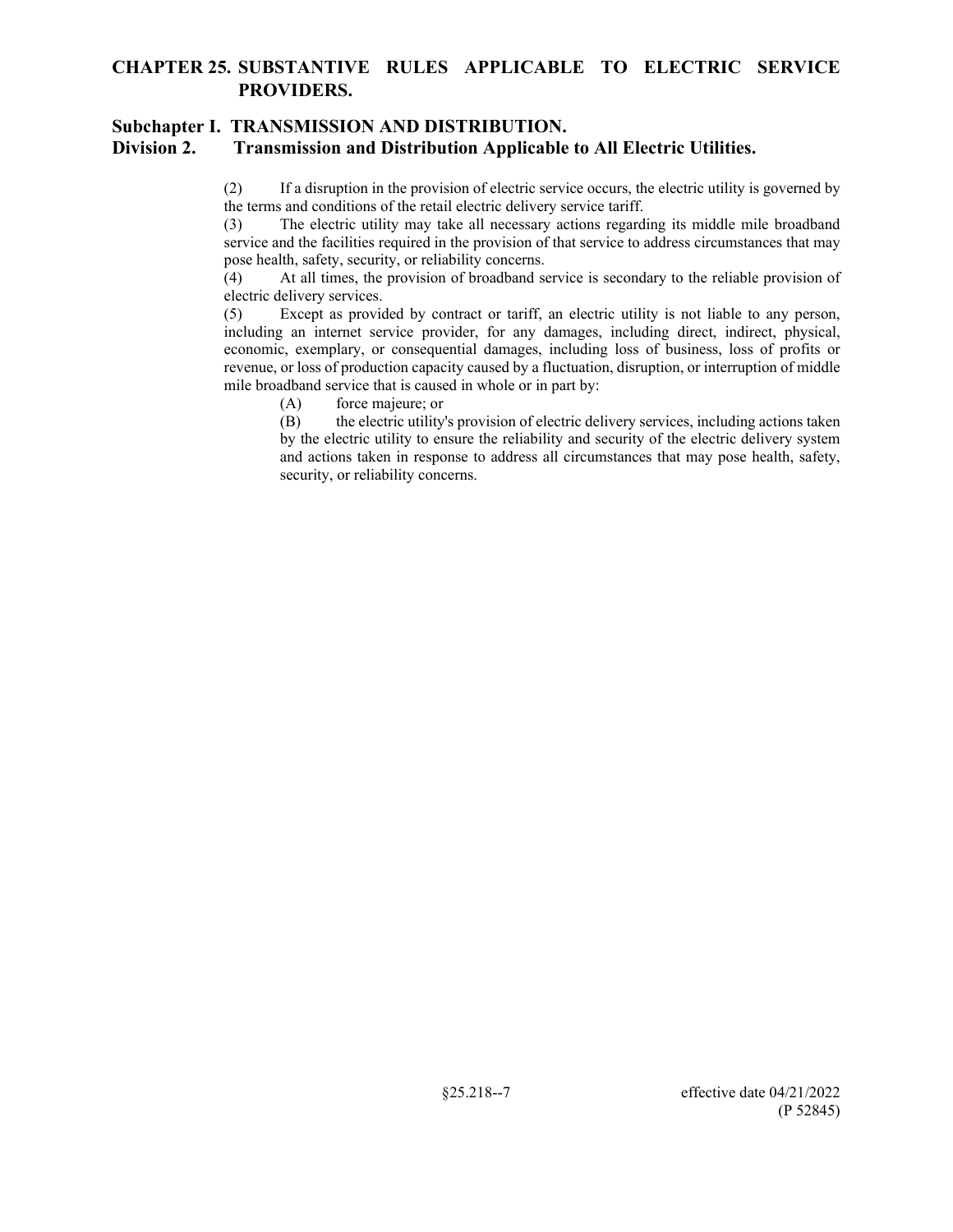(2) If a disruption in the provision of electric service occurs, the electric utility is governed by the terms and conditions of the retail electric delivery service tariff.

(3) The electric utility may take all necessary actions regarding its middle mile broadband service and the facilities required in the provision of that service to address circumstances that may pose health, safety, security, or reliability concerns.

(4) At all times, the provision of broadband service is secondary to the reliable provision of electric delivery services.

(5) Except as provided by contract or tariff, an electric utility is not liable to any person, including an internet service provider, for any damages, including direct, indirect, physical, economic, exemplary, or consequential damages, including loss of business, loss of profits or revenue, or loss of production capacity caused by a fluctuation, disruption, or interruption of middle mile broadband service that is caused in whole or in part by:

(A) force majeure; or

(B) the electric utility's provision of electric delivery services, including actions taken by the electric utility to ensure the reliability and security of the electric delivery system and actions taken in response to address all circumstances that may pose health, safety, security, or reliability concerns.